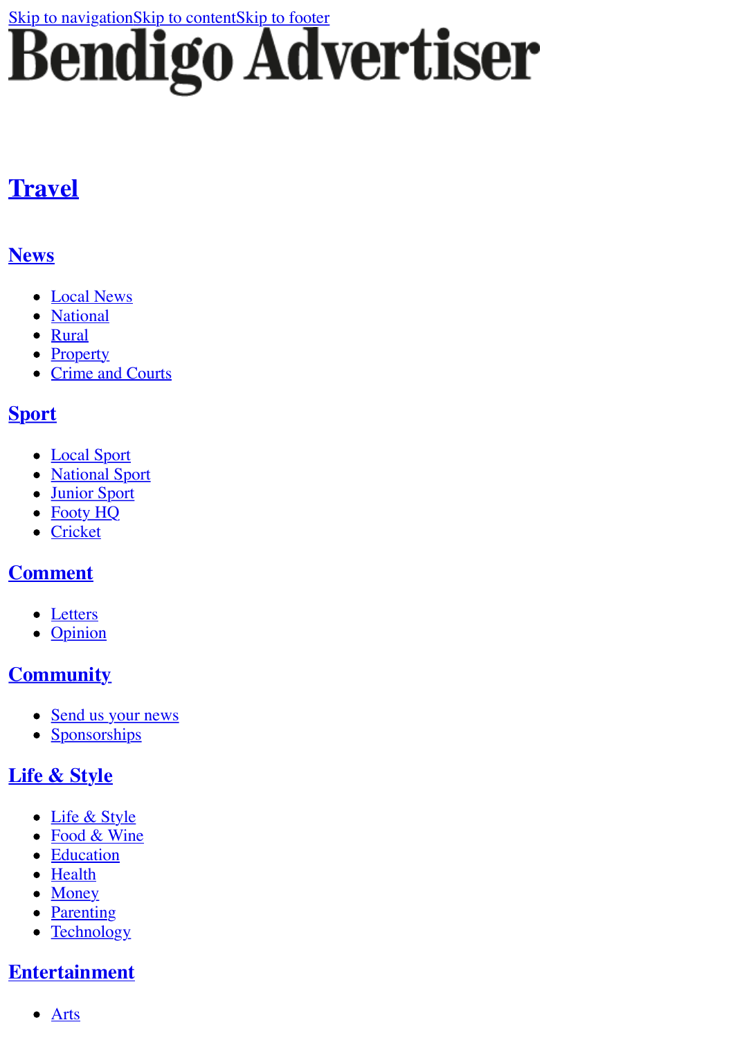Skip to navigationSkip to contentSkip to footer

# Bendigo Advertiser

## Travel

### News

- Local News
- National
- Rural
- Property
- Crime and Courts

### Sport

- Local Sport
- National Sport
- Junior Sport
- Footy HQ
- Cricket

### Comment

- Letters
- Opinion

### Community

- Send us your news
- Sponsorships

### Life & Style

- Life & Style
- Food & Wine
- Education
- Health
- Money
- Parenting
- Technology

### Entertainment

- Arts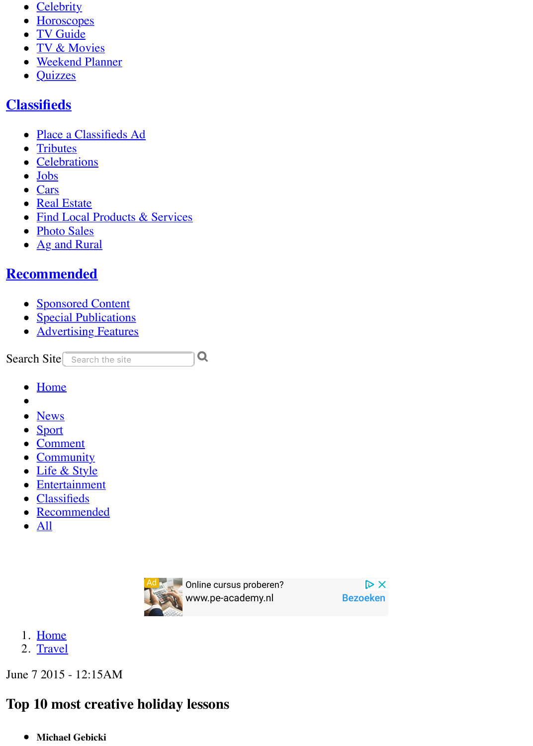- Celebrity
- Horoscopes
- TV Guide
- TV & Movies
- Weekend Planner
- Quizzes

## Classifieds

- Place a Classifieds Ad
- Tributes
- Celebrations
- Jobs
- Cars
- Real Estate
- Find Local Products & Services
- Photo Sales
- Ag and Rural

## Recommended

- Sponsored Content
- Special Publications
- Advertising Features

Search Site

- Home
- 
- News
- Sport
- Comment
- Community
- Life & Style
- Entertainment
- Classifieds
- Recommended
- All

Ad Online cursus proberen? www.pe-academy.nl Bezoeken

1. Home
2. Travel

June 7 2015 - 12:15AM

# Top 10 most creative holiday lessons

- **Michael Gebicki**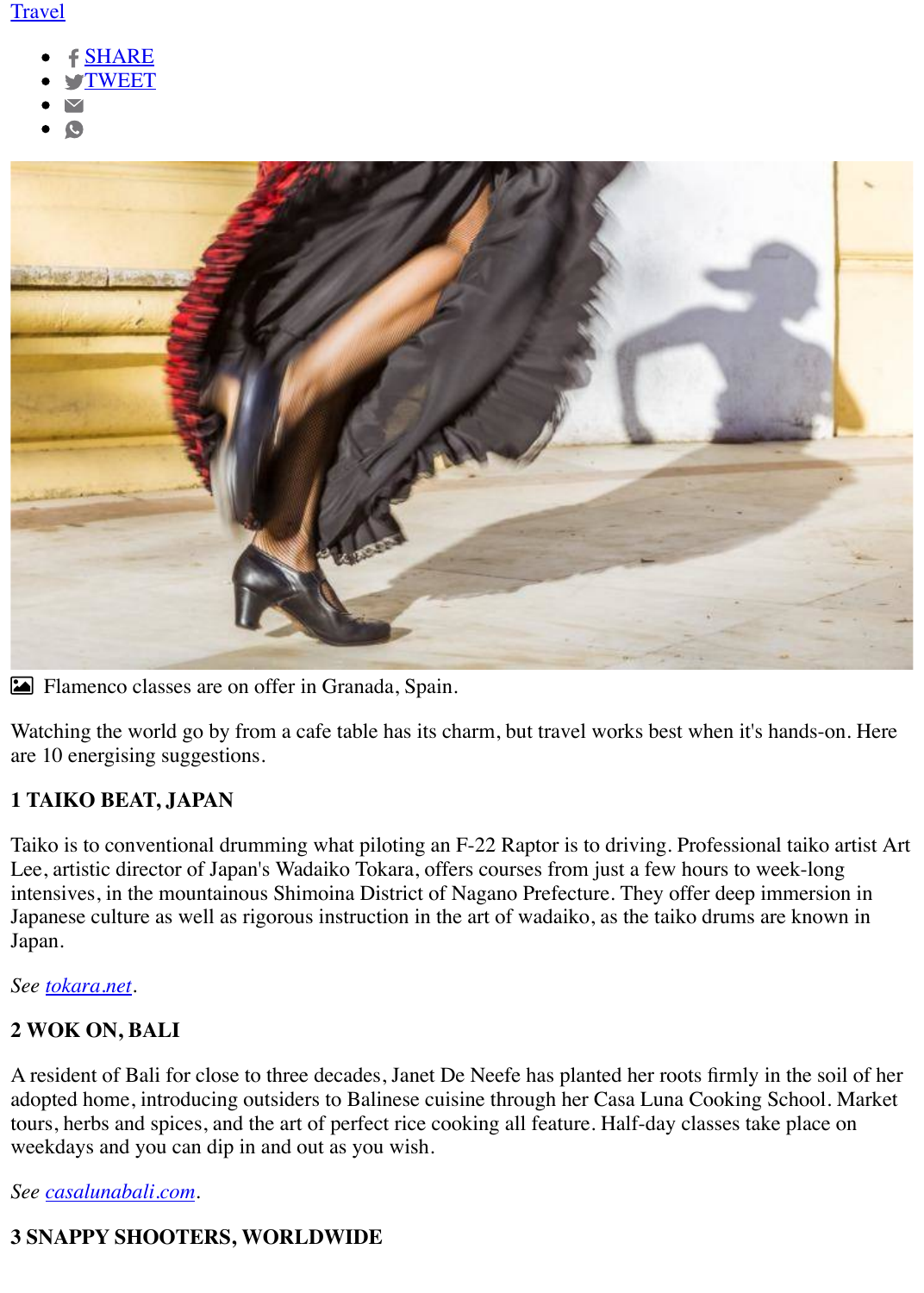Travel

- SHARE
- TWEET

Flamenco classes are on offer in Granada, Spain.

Watching the world go by from a cafe table has its charm, but travel works best when it's hands-on. Here are 10 energising suggestions.

**1 TAIKO BEAT, JAPAN**

Taiko is to conventional drumming what piloting an F-22 Raptor is to driving. Professional taiko artist Art Lee, artistic director of Japan's Wadaiko Tokara, offers courses from just a few hours to week-long intensives, in the mountainous Shimoina District of Nagano Prefecture. They offer deep immersion in Japanese culture as well as rigorous instruction in the art of wadaiko, as the taiko drums are known in Japan.

*See tokara.net.*

**2 WOK ON, BALI**

A resident of Bali for close to three decades, Janet De Neefe has planted her roots firmly in the soil of her adopted home, introducing outsiders to Balinese cuisine through her Casa Luna Cooking School. Market tours, herbs and spices, and the art of perfect rice cooking all feature. Half-day classes take place on weekdays and you can dip in and out as you wish.

*See casalunabali.com.*

**3 SNAPPY SHOOTERS, WORLDWIDE**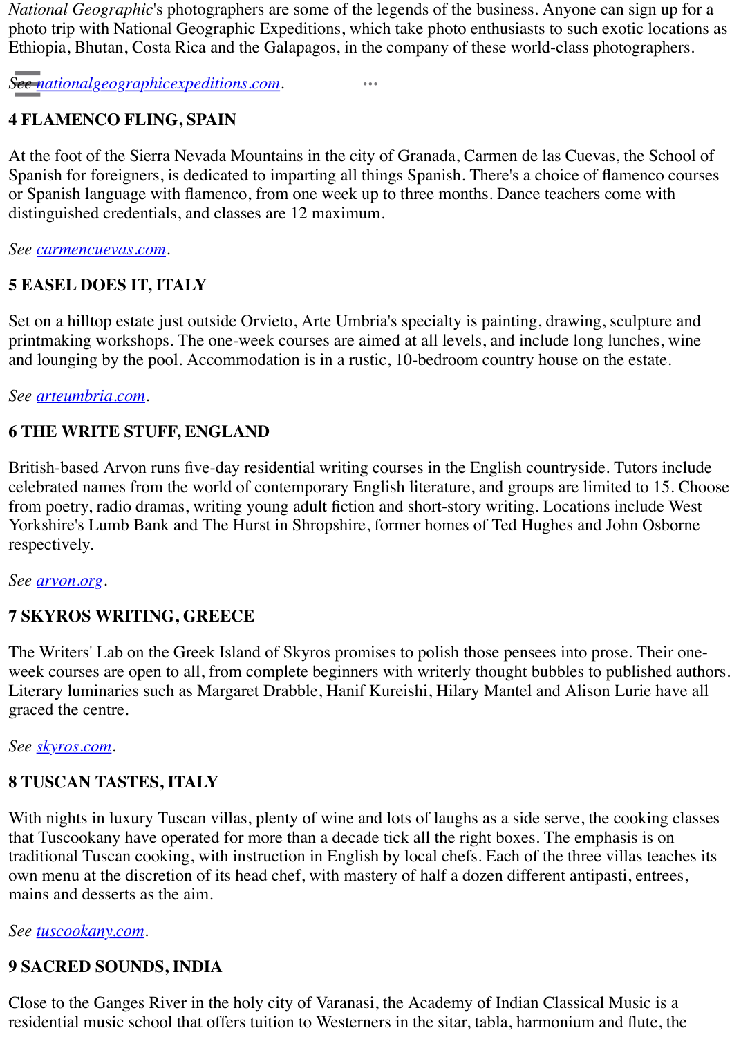*National Geographic*'s photographers are some of the legends of the business. Anyone can sign up for a photo trip with National Geographic Expeditions, which take photo enthusiasts to such exotic locations as Ethiopia, Bhutan, Costa Rica and the Galapagos, in the company of these world-class photographers.

*See nationalgeographicexpeditions.com*.

**4 FLAMENCO FLING, SPAIN**

At the foot of the Sierra Nevada Mountains in the city of Granada, Carmen de las Cuevas, the School of Spanish for foreigners, is dedicated to imparting all things Spanish. There's a choice of flamenco courses or Spanish language with flamenco, from one week up to three months. Dance teachers come with distinguished credentials, and classes are 12 maximum.

*See carmencuevas.com*.

**5 EASEL DOES IT, ITALY**

Set on a hilltop estate just outside Orvieto, Arte Umbria's specialty is painting, drawing, sculpture and printmaking workshops. The one-week courses are aimed at all levels, and include long lunches, wine and lounging by the pool. Accommodation is in a rustic, 10-bedroom country house on the estate.

*See arteumbria.com*.

**6 THE WRITE STUFF, ENGLAND**

British-based Arvon runs five-day residential writing courses in the English countryside. Tutors include celebrated names from the world of contemporary English literature, and groups are limited to 15. Choose from poetry, radio dramas, writing young adult fiction and short-story writing. Locations include West Yorkshire's Lumb Bank and The Hurst in Shropshire, former homes of Ted Hughes and John Osborne respectively.

*See arvon.org*.

**7 SKYROS WRITING, GREECE**

The Writers' Lab on the Greek Island of Skyros promises to polish those pensees into prose. Their one-week courses are open to all, from complete beginners with writerly thought bubbles to published authors. Literary luminaries such as Margaret Drabble, Hanif Kureishi, Hilary Mantel and Alison Lurie have all graced the centre.

*See skyros.com*.

**8 TUSCAN TASTES, ITALY**

With nights in luxury Tuscan villas, plenty of wine and lots of laughs as a side serve, the cooking classes that Tuscookany have operated for more than a decade tick all the right boxes. The emphasis is on traditional Tuscan cooking, with instruction in English by local chefs. Each of the three villas teaches its own menu at the discretion of its head chef, with mastery of half a dozen different antipasti, entrees, mains and desserts as the aim.

*See tuscookany.com*.

**9 SACRED SOUNDS, INDIA**

Close to the Ganges River in the holy city of Varanasi, the Academy of Indian Classical Music is a residential music school that offers tuition to Westerners in the sitar, tabla, harmonium and flute, the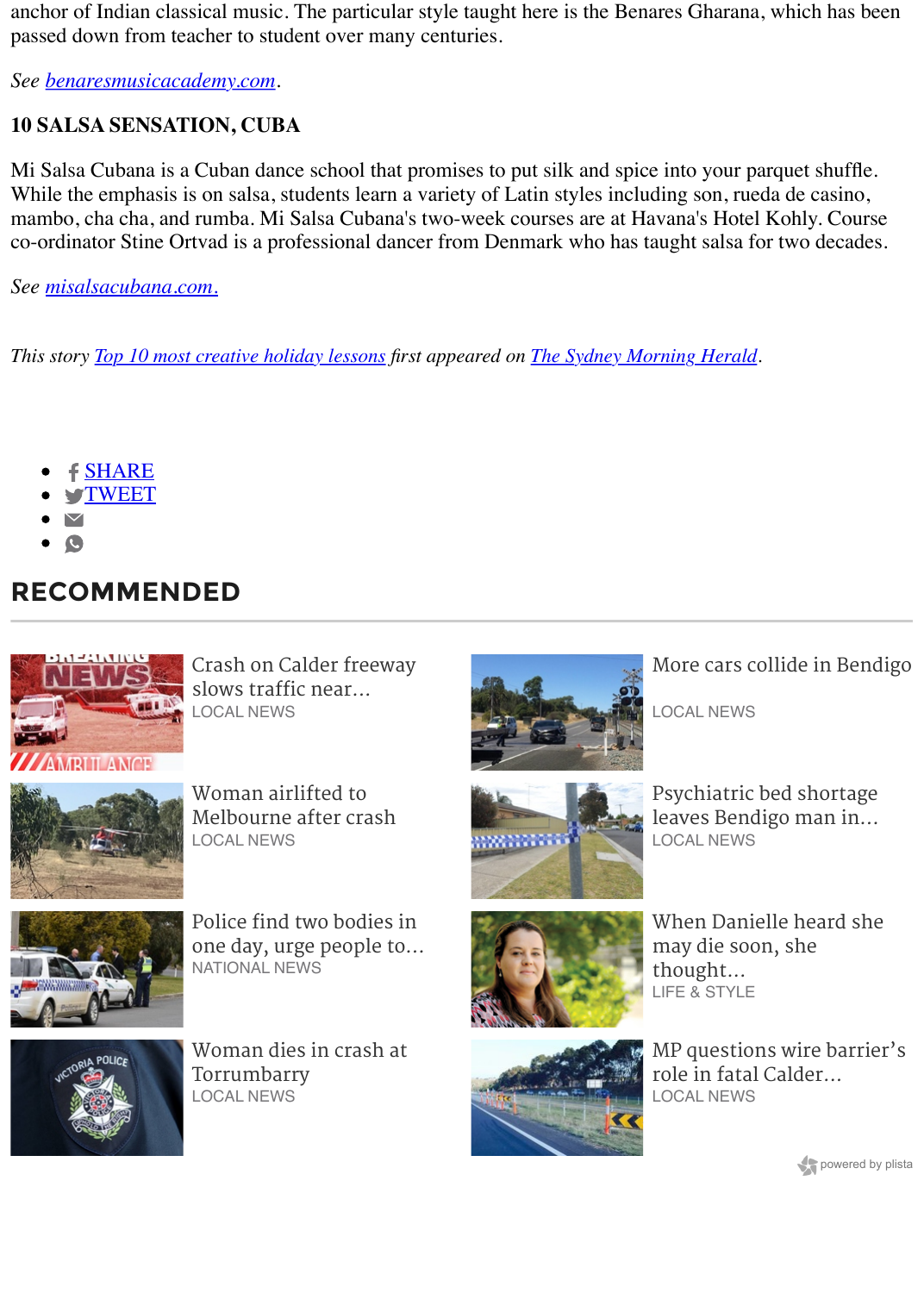anchor of Indian classical music. The particular style taught here is the Benares Gharana, which has been passed down from teacher to student over many centuries.

*See [benaresmusicacademy.com](benaresmusicacademy.com).*

**10 SALSA SENSATION, CUBA**

Mi Salsa Cubana is a Cuban dance school that promises to put silk and spice into your parquet shuffle. While the emphasis is on salsa, students learn a variety of Latin styles including son, rueda de casino, mambo, cha cha, and rumba. Mi Salsa Cubana's two-week courses are at Havana's Hotel Kohly. Course co-ordinator Stine Ortvad is a professional dancer from Denmark who has taught salsa for two decades.

*See [misalsacubana.com.](misalsacubana.com)*

*This story [Top 10 most creative holiday lessons](#) first appeared on [The Sydney Morning Herald](#).*

- SHARE
- TWEET
-
-

## RECOMMENDED

Crash on Calder freeway slows traffic near...
LOCAL NEWS

More cars collide in Bendigo
LOCAL NEWS

Woman airlifted to Melbourne after crash
LOCAL NEWS

Psychiatric bed shortage leaves Bendigo man in...
LOCAL NEWS

Police find two bodies in one day, urge people to...
NATIONAL NEWS

When Danielle heard she may die soon, she thought...
LIFE & STYLE

Woman dies in crash at Torrumbarry
LOCAL NEWS

MP questions wire barrier's role in fatal Calder...
LOCAL NEWS

powered by plista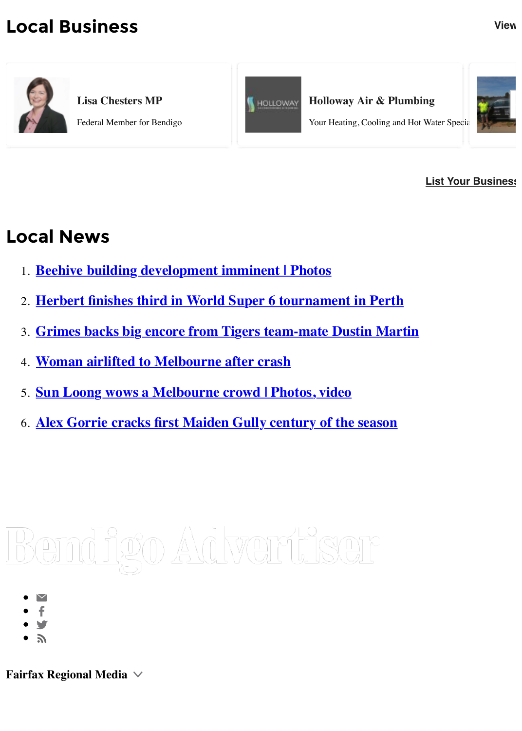## Local Business

View

**Lisa Chesters MP**

Federal Member for Bendigo

**Holloway Air & Plumbing**

Your Heating, Cooling and Hot Water Specia

List Your Business

## Local News

1. Beehive building development imminent | Photos
2. Herbert finishes third in World Super 6 tournament in Perth
3. Grimes backs big encore from Tigers team-mate Dustin Martin
4. Woman airlifted to Melbourne after crash
5. Sun Loong wows a Melbourne crowd | Photos, video
6. Alex Gorrie cracks first Maiden Gully century of the season

Bendigo Advertiser

**Fairfax Regional Media**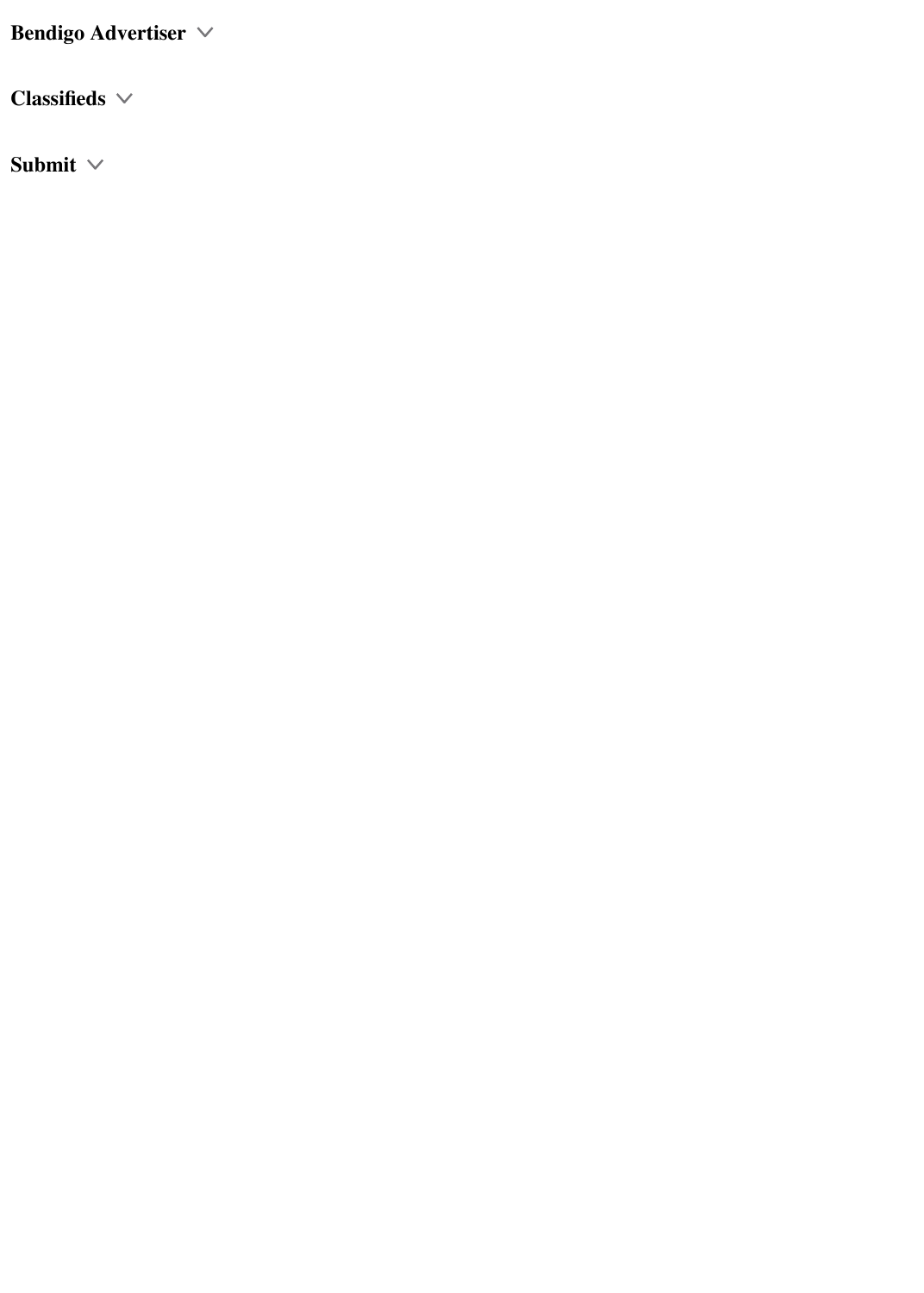### Bendigo Advertiser

### Classifieds

### Submit